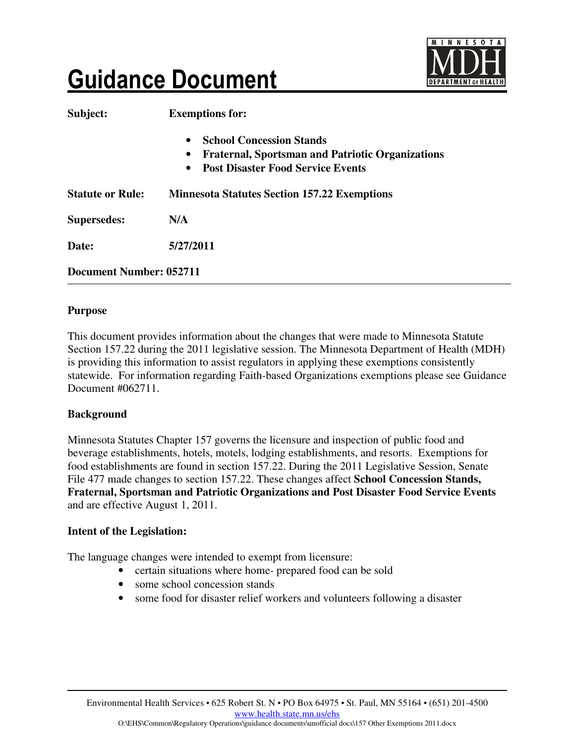# Guidance Document

MINNESOTA MDH DEPARTMENT OF HEALTH

| | |
|---|---|
| **Subject:** | **Exemptions for:** |
| | • **School Concession Stands**<br>• **Fraternal, Sportsman and Patriotic Organizations**<br>• **Post Disaster Food Service Events** |
| **Statute or Rule:** | **Minnesota Statutes Section 157.22 Exemptions** |
| **Supersedes:** | **N/A** |
| **Date:** | **5/27/2011** |

**Document Number: 052711**

---

**Purpose**

This document provides information about the changes that were made to Minnesota Statute Section 157.22 during the 2011 legislative session. The Minnesota Department of Health (MDH) is providing this information to assist regulators in applying these exemptions consistently statewide. For information regarding Faith-based Organizations exemptions please see Guidance Document #062711.

**Background**

Minnesota Statutes Chapter 157 governs the licensure and inspection of public food and beverage establishments, hotels, motels, lodging establishments, and resorts. Exemptions for food establishments are found in section 157.22. During the 2011 Legislative Session, Senate File 477 made changes to section 157.22. These changes affect **School Concession Stands, Fraternal, Sportsman and Patriotic Organizations and Post Disaster Food Service Events** and are effective August 1, 2011.

**Intent of the Legislation:**

The language changes were intended to exempt from licensure:

- certain situations where home- prepared food can be sold
- some school concession stands
- some food for disaster relief workers and volunteers following a disaster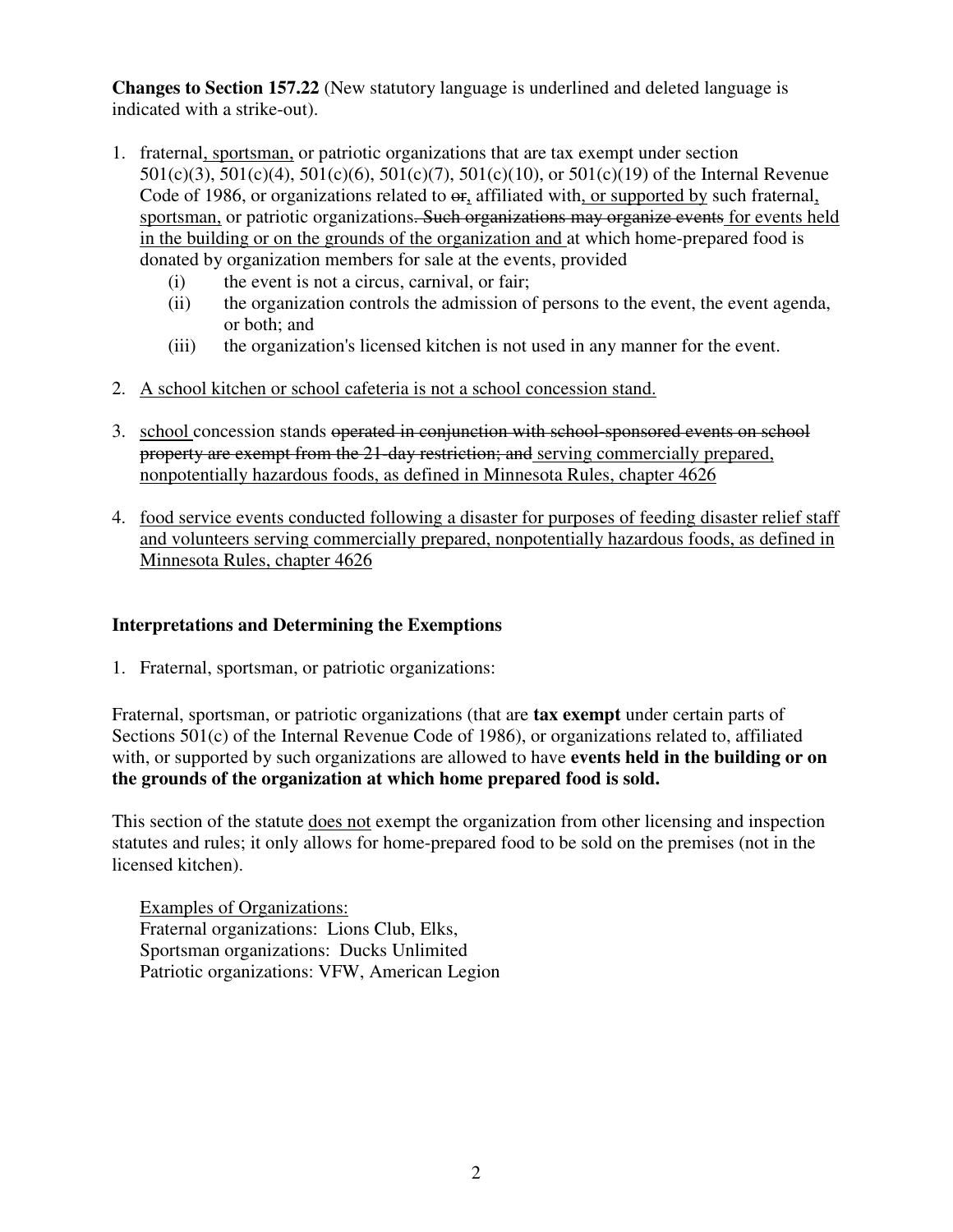**Changes to Section 157.22** (New statutory language is underlined and deleted language is indicated with a strike-out).

1. fraternal<u>, sportsman,</u> or patriotic organizations that are tax exempt under section 501(c)(3), 501(c)(4), 501(c)(6), 501(c)(7), 501(c)(10), or 501(c)(19) of the Internal Revenue Code of 1986, or organizations related to ~~or~~<u>,</u> affiliated with<u>, or supported by</u> such fraternal<u>, sportsman,</u> or patriotic organizations~~. Such organizations may organize events~~ <u>for events held in the building or on the grounds of the organization and</u> at which home-prepared food is donated by organization members for sale at the events, provided
   - (i) the event is not a circus, carnival, or fair;
   - (ii) the organization controls the admission of persons to the event, the event agenda, or both; and
   - (iii) the organization's licensed kitchen is not used in any manner for the event.

2. <u>A school kitchen or school cafeteria is not a school concession stand.</u>

3. <u>school</u> concession stands ~~operated in conjunction with school-sponsored events on school property are exempt from the 21-day restriction; and~~ <u>serving commercially prepared, nonpotentially hazardous foods, as defined in Minnesota Rules, chapter 4626</u>

4. <u>food service events conducted following a disaster for purposes of feeding disaster relief staff and volunteers serving commercially prepared, nonpotentially hazardous foods, as defined in Minnesota Rules, chapter 4626</u>

## Interpretations and Determining the Exemptions

1. Fraternal, sportsman, or patriotic organizations:

Fraternal, sportsman, or patriotic organizations (that are **tax exempt** under certain parts of Sections 501(c) of the Internal Revenue Code of 1986), or organizations related to, affiliated with, or supported by such organizations are allowed to have **events held in the building or on the grounds of the organization at which home prepared food is sold.**

This section of the statute <u>does not</u> exempt the organization from other licensing and inspection statutes and rules; it only allows for home-prepared food to be sold on the premises (not in the licensed kitchen).

<u>Examples of Organizations:</u>
Fraternal organizations: Lions Club, Elks,
Sportsman organizations: Ducks Unlimited
Patriotic organizations: VFW, American Legion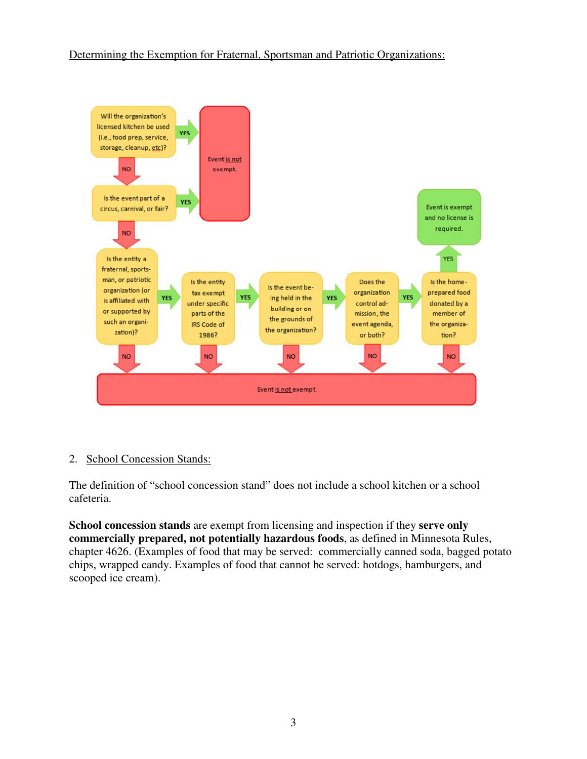Determining the Exemption for Fraternal, Sportsman and Patriotic Organizations:

Will the organization's licensed kitchen be used (i.e., food prep, service, storage, cleanup, etc)?

YES → Event is not exempt.

NO ↓

Is the event part of a circus, carnival, or fair?

YES → Event is not exempt.

NO ↓

Is the entity a fraternal, sportsman, or patriotic organization (or is affiliated with or supported by such an organization)?

YES → Is the entity tax exempt under specific parts of the IRS Code of 1986?

YES → Is the event being held in the building or on the grounds of the organization?

YES → Does the organization control admission, the event agenda, or both?

YES → Is the home-prepared food donated by a member of the organization?

YES → Event is exempt and no license is required.

NO (at any of these five questions) → Event is not exempt.

2. School Concession Stands:

The definition of "school concession stand" does not include a school kitchen or a school cafeteria.

**School concession stands** are exempt from licensing and inspection if they **serve only commercially prepared, not potentially hazardous foods**, as defined in Minnesota Rules, chapter 4626. (Examples of food that may be served: commercially canned soda, bagged potato chips, wrapped candy. Examples of food that cannot be served: hotdogs, hamburgers, and scooped ice cream).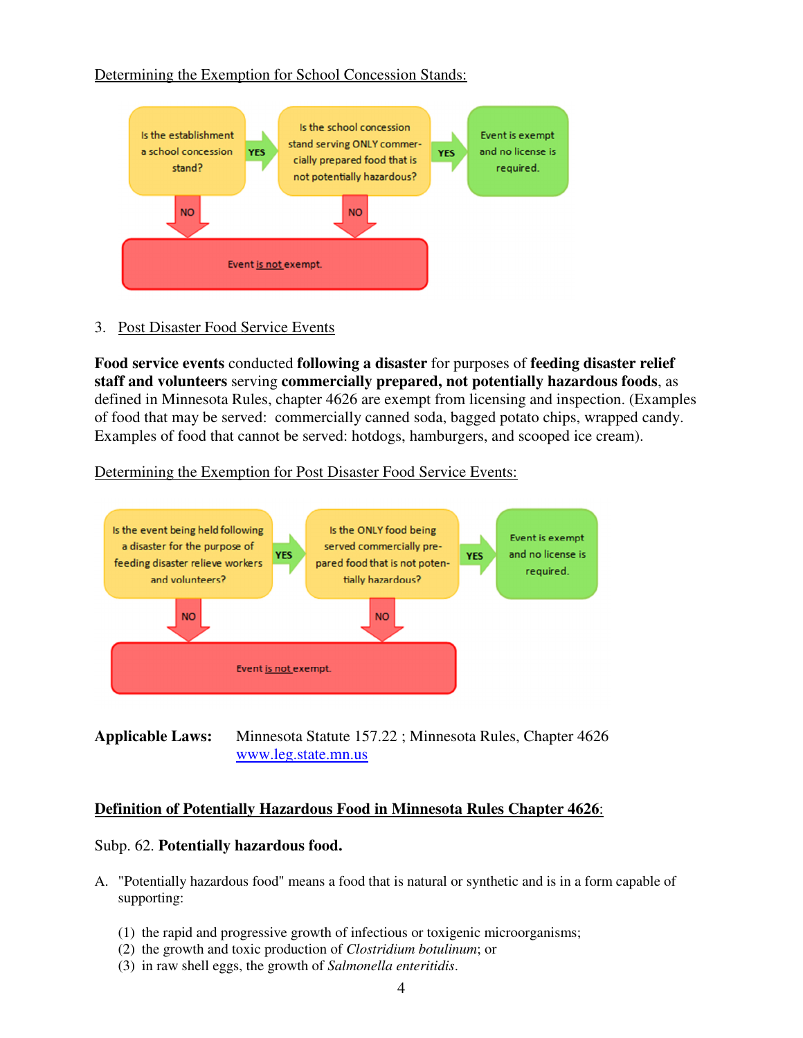Determining the Exemption for School Concession Stands:

Is the establishment a school concession stand? → YES → Is the school concession stand serving ONLY commercially prepared food that is not potentially hazardous? → YES → Event is exempt and no license is required.

NO → Event is not exempt.

NO → Event is not exempt.

3. Post Disaster Food Service Events

**Food service events** conducted **following a disaster** for purposes of **feeding disaster relief staff and volunteers** serving **commercially prepared, not potentially hazardous foods**, as defined in Minnesota Rules, chapter 4626 are exempt from licensing and inspection. (Examples of food that may be served: commercially canned soda, bagged potato chips, wrapped candy. Examples of food that cannot be served: hotdogs, hamburgers, and scooped ice cream).

Determining the Exemption for Post Disaster Food Service Events:

Is the event being held following a disaster for the purpose of feeding disaster relieve workers and volunteers? → YES → Is the ONLY food being served commercially prepared food that is not potentially hazardous? → YES → Event is exempt and no license is required.

NO → Event is not exempt.

NO → Event is not exempt.

**Applicable Laws:** Minnesota Statute 157.22 ; Minnesota Rules, Chapter 4626
www.leg.state.mn.us

**Definition of Potentially Hazardous Food in Minnesota Rules Chapter 4626:**

Subp. 62. **Potentially hazardous food.**

A. "Potentially hazardous food" means a food that is natural or synthetic and is in a form capable of supporting:

(1) the rapid and progressive growth of infectious or toxigenic microorganisms;
(2) the growth and toxic production of *Clostridium botulinum*; or
(3) in raw shell eggs, the growth of *Salmonella enteritidis*.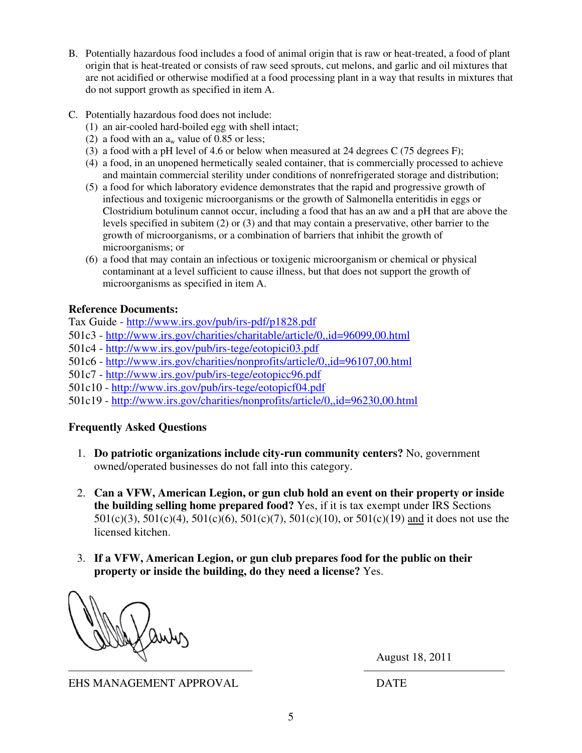B. Potentially hazardous food includes a food of animal origin that is raw or heat-treated, a food of plant origin that is heat-treated or consists of raw seed sprouts, cut melons, and garlic and oil mixtures that are not acidified or otherwise modified at a food processing plant in a way that results in mixtures that do not support growth as specified in item A.

C. Potentially hazardous food does not include:
   (1) an air-cooled hard-boiled egg with shell intact;
   (2) a food with an $a_w$ value of 0.85 or less;
   (3) a food with a pH level of 4.6 or below when measured at 24 degrees C (75 degrees F);
   (4) a food, in an unopened hermetically sealed container, that is commercially processed to achieve and maintain commercial sterility under conditions of nonrefrigerated storage and distribution;
   (5) a food for which laboratory evidence demonstrates that the rapid and progressive growth of infectious and toxigenic microorganisms or the growth of Salmonella enteritidis in eggs or Clostridium botulinum cannot occur, including a food that has an aw and a pH that are above the levels specified in subitem (2) or (3) and that may contain a preservative, other barrier to the growth of microorganisms, or a combination of barriers that inhibit the growth of microorganisms; or
   (6) a food that may contain an infectious or toxigenic microorganism or chemical or physical contaminant at a level sufficient to cause illness, but that does not support the growth of microorganisms as specified in item A.

**Reference Documents:**

Tax Guide - http://www.irs.gov/pub/irs-pdf/p1828.pdf
501c3 - http://www.irs.gov/charities/charitable/article/0,,id=96099,00.html
501c4 - http://www.irs.gov/pub/irs-tege/eotopici03.pdf
501c6 - http://www.irs.gov/charities/nonprofits/article/0,,id=96107,00.html
501c7 - http://www.irs.gov/pub/irs-tege/eotopicc96.pdf
501c10 - http://www.irs.gov/pub/irs-tege/eotopicf04.pdf
501c19 - http://www.irs.gov/charities/nonprofits/article/0,,id=96230,00.html

**Frequently Asked Questions**

1. **Do patriotic organizations include city-run community centers?** No, government owned/operated businesses do not fall into this category.

2. **Can a VFW, American Legion, or gun club hold an event on their property or inside the building selling home prepared food?** Yes, if it is tax exempt under IRS Sections 501(c)(3), 501(c)(4), 501(c)(6), 501(c)(7), 501(c)(10), or 501(c)(19) and it does not use the licensed kitchen.

3. **If a VFW, American Legion, or gun club prepares food for the public on their property or inside the building, do they need a license?** Yes.

August 18, 2011

EHS MANAGEMENT APPROVAL　　　　　　　　DATE